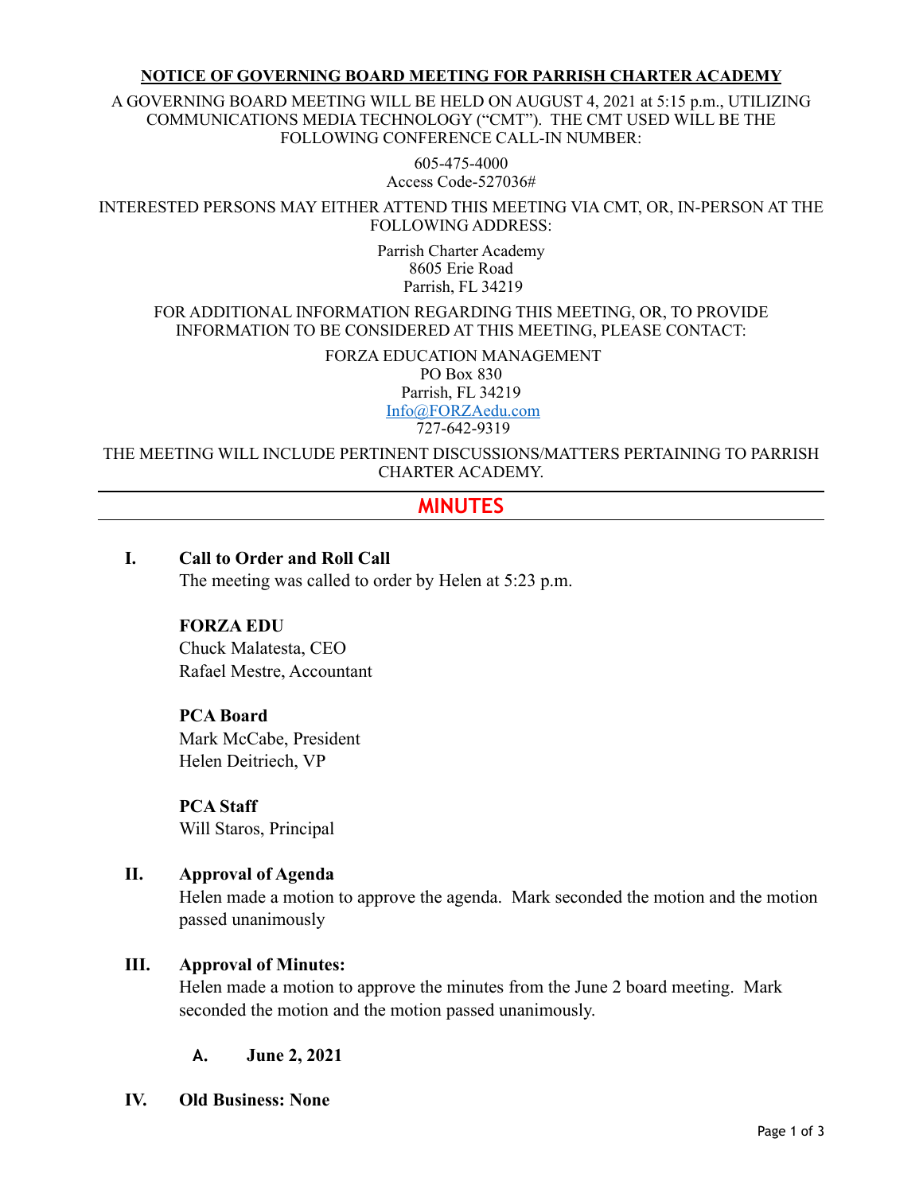**NOTICE OF GOVERNING BOARD MEETING FOR PARRISH CHARTER ACADEMY**

A GOVERNING BOARD MEETING WILL BE HELD ON AUGUST 4, 2021 at 5:15 p.m., UTILIZING COMMUNICATIONS MEDIA TECHNOLOGY ("CMT"). THE CMT USED WILL BE THE FOLLOWING CONFERENCE CALL-IN NUMBER:

605-475-4000
Access Code-527036#

INTERESTED PERSONS MAY EITHER ATTEND THIS MEETING VIA CMT, OR, IN-PERSON AT THE FOLLOWING ADDRESS:

Parrish Charter Academy
8605 Erie Road
Parrish, FL 34219

FOR ADDITIONAL INFORMATION REGARDING THIS MEETING, OR, TO PROVIDE INFORMATION TO BE CONSIDERED AT THIS MEETING, PLEASE CONTACT:

FORZA EDUCATION MANAGEMENT
PO Box 830
Parrish, FL 34219
Info@FORZAedu.com
727-642-9319

THE MEETING WILL INCLUDE PERTINENT DISCUSSIONS/MATTERS PERTAINING TO PARRISH CHARTER ACADEMY.

---

# MINUTES

---

## I. Call to Order and Roll Call

The meeting was called to order by Helen at 5:23 p.m.

**FORZA EDU**
Chuck Malatesta, CEO
Rafael Mestre, Accountant

**PCA Board**
Mark McCabe, President
Helen Deitriech, VP

**PCA Staff**
Will Staros, Principal

## II. Approval of Agenda

Helen made a motion to approve the agenda. Mark seconded the motion and the motion passed unanimously

## III. Approval of Minutes:

Helen made a motion to approve the minutes from the June 2 board meeting. Mark seconded the motion and the motion passed unanimously.

A. **June 2, 2021**

## IV. Old Business: None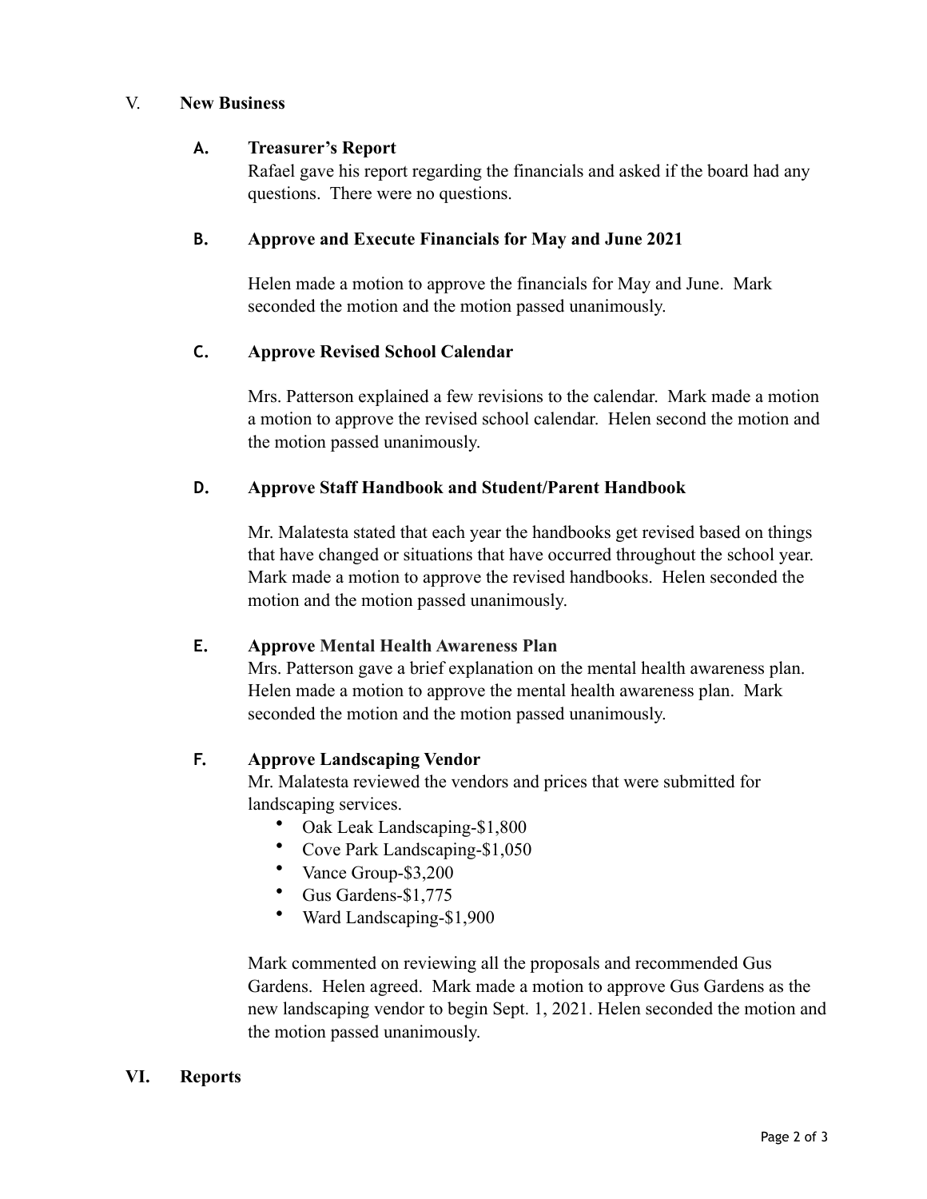## V. New Business

### A. Treasurer's Report

Rafael gave his report regarding the financials and asked if the board had any questions. There were no questions.

### B. Approve and Execute Financials for May and June 2021

Helen made a motion to approve the financials for May and June. Mark seconded the motion and the motion passed unanimously.

### C. Approve Revised School Calendar

Mrs. Patterson explained a few revisions to the calendar. Mark made a motion a motion to approve the revised school calendar. Helen second the motion and the motion passed unanimously.

### D. Approve Staff Handbook and Student/Parent Handbook

Mr. Malatesta stated that each year the handbooks get revised based on things that have changed or situations that have occurred throughout the school year. Mark made a motion to approve the revised handbooks. Helen seconded the motion and the motion passed unanimously.

### E. Approve Mental Health Awareness Plan

Mrs. Patterson gave a brief explanation on the mental health awareness plan. Helen made a motion to approve the mental health awareness plan. Mark seconded the motion and the motion passed unanimously.

### F. Approve Landscaping Vendor

Mr. Malatesta reviewed the vendors and prices that were submitted for landscaping services.

- Oak Leak Landscaping-$1,800
- Cove Park Landscaping-$1,050
- Vance Group-$3,200
- Gus Gardens-$1,775
- Ward Landscaping-$1,900

Mark commented on reviewing all the proposals and recommended Gus Gardens. Helen agreed. Mark made a motion to approve Gus Gardens as the new landscaping vendor to begin Sept. 1, 2021. Helen seconded the motion and the motion passed unanimously.

## VI. Reports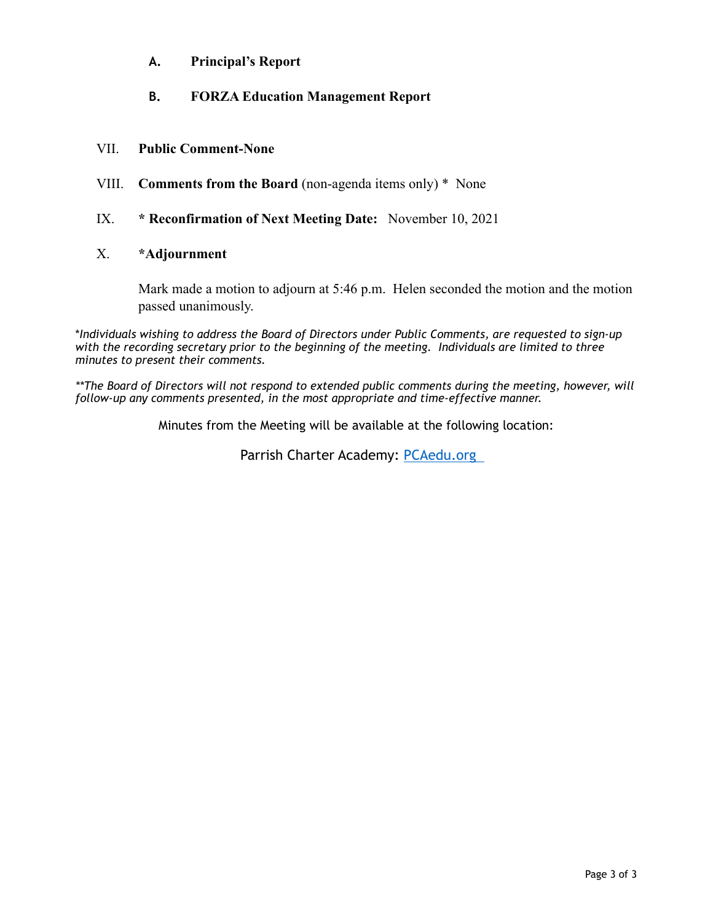**A. Principal's Report**

**B. FORZA Education Management Report**

VII. **Public Comment-None**

VIII. **Comments from the Board** (non-agenda items only) * None

IX. *** Reconfirmation of Next Meeting Date:** November 10, 2021

X. ***Adjournment**

Mark made a motion to adjourn at 5:46 p.m. Helen seconded the motion and the motion passed unanimously.

**Individuals wishing to address the Board of Directors under Public Comments, are requested to sign-up with the recording secretary prior to the beginning of the meeting. Individuals are limited to three minutes to present their comments.*

*\*\*The Board of Directors will not respond to extended public comments during the meeting, however, will follow-up any comments presented, in the most appropriate and time-effective manner.*

Minutes from the Meeting will be available at the following location:

Parrish Charter Academy: [PCAedu.org](PCAedu.org)